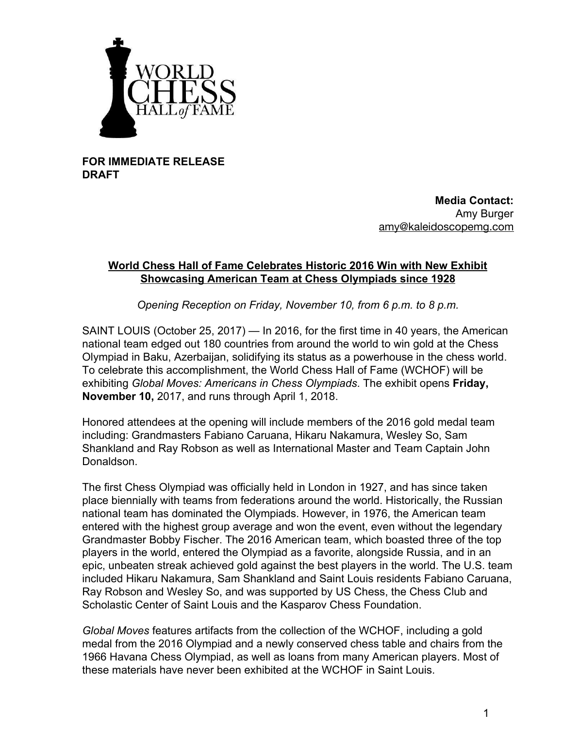WORLD CHESS HALL of FAME

**FOR IMMEDIATE RELEASE**
**DRAFT**

**Media Contact:**
Amy Burger
amy@kaleidoscopemg.com

## World Chess Hall of Fame Celebrates Historic 2016 Win with New Exhibit Showcasing American Team at Chess Olympiads since 1928

*Opening Reception on Friday, November 10, from 6 p.m. to 8 p.m.*

SAINT LOUIS (October 25, 2017) — In 2016, for the first time in 40 years, the American national team edged out 180 countries from around the world to win gold at the Chess Olympiad in Baku, Azerbaijan, solidifying its status as a powerhouse in the chess world. To celebrate this accomplishment, the World Chess Hall of Fame (WCHOF) will be exhibiting *Global Moves: Americans in Chess Olympiads*. The exhibit opens **Friday, November 10,** 2017, and runs through April 1, 2018.

Honored attendees at the opening will include members of the 2016 gold medal team including: Grandmasters Fabiano Caruana, Hikaru Nakamura, Wesley So, Sam Shankland and Ray Robson as well as International Master and Team Captain John Donaldson.

The first Chess Olympiad was officially held in London in 1927, and has since taken place biennially with teams from federations around the world. Historically, the Russian national team has dominated the Olympiads. However, in 1976, the American team entered with the highest group average and won the event, even without the legendary Grandmaster Bobby Fischer. The 2016 American team, which boasted three of the top players in the world, entered the Olympiad as a favorite, alongside Russia, and in an epic, unbeaten streak achieved gold against the best players in the world. The U.S. team included Hikaru Nakamura, Sam Shankland and Saint Louis residents Fabiano Caruana, Ray Robson and Wesley So, and was supported by US Chess, the Chess Club and Scholastic Center of Saint Louis and the Kasparov Chess Foundation.

*Global Moves* features artifacts from the collection of the WCHOF, including a gold medal from the 2016 Olympiad and a newly conserved chess table and chairs from the 1966 Havana Chess Olympiad, as well as loans from many American players. Most of these materials have never been exhibited at the WCHOF in Saint Louis.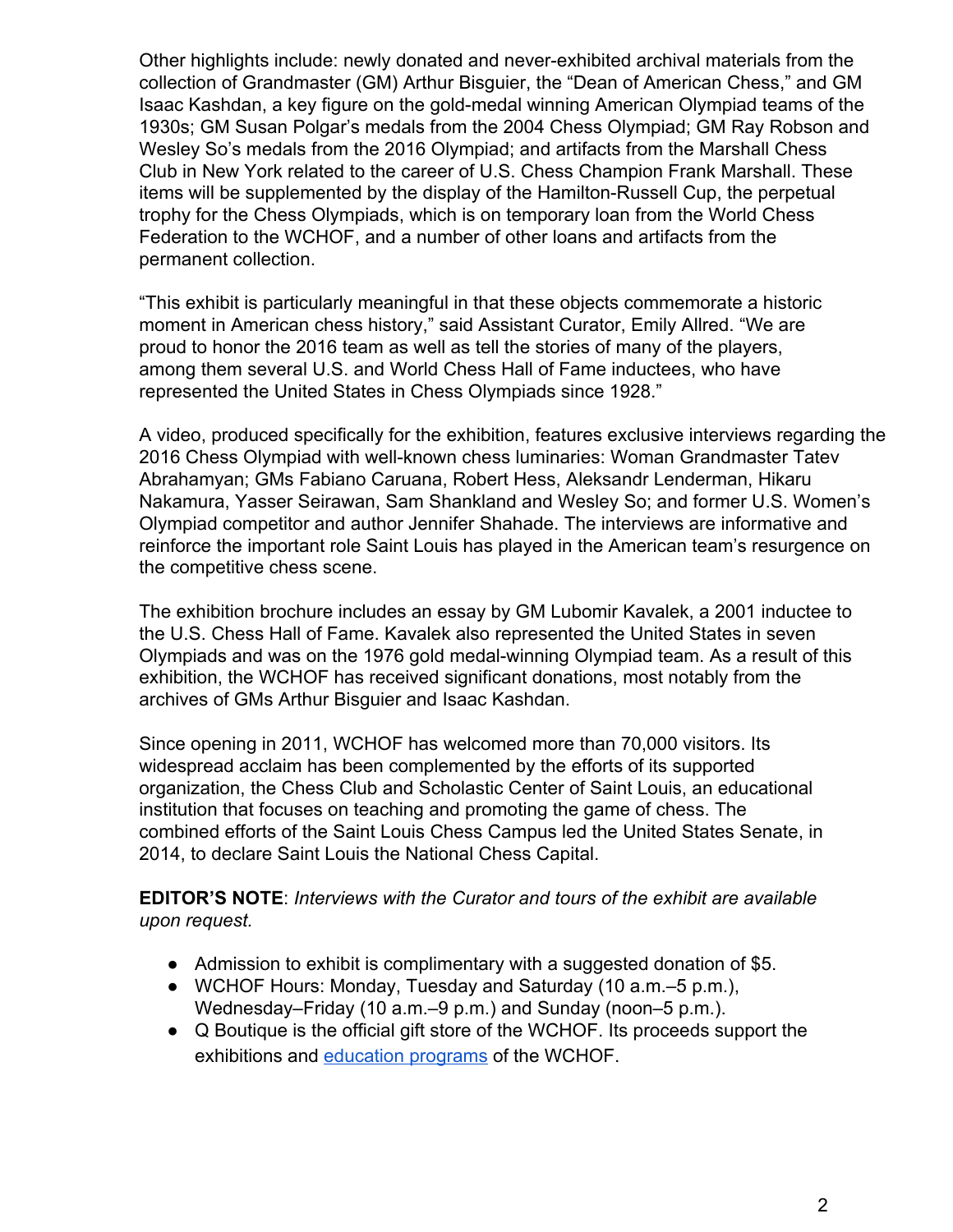Other highlights include: newly donated and never-exhibited archival materials from the collection of Grandmaster (GM) Arthur Bisguier, the "Dean of American Chess," and GM Isaac Kashdan, a key figure on the gold-medal winning American Olympiad teams of the 1930s; GM Susan Polgar's medals from the 2004 Chess Olympiad; GM Ray Robson and Wesley So's medals from the 2016 Olympiad; and artifacts from the Marshall Chess Club in New York related to the career of U.S. Chess Champion Frank Marshall. These items will be supplemented by the display of the Hamilton-Russell Cup, the perpetual trophy for the Chess Olympiads, which is on temporary loan from the World Chess Federation to the WCHOF, and a number of other loans and artifacts from the permanent collection.

"This exhibit is particularly meaningful in that these objects commemorate a historic moment in American chess history," said Assistant Curator, Emily Allred. "We are proud to honor the 2016 team as well as tell the stories of many of the players, among them several U.S. and World Chess Hall of Fame inductees, who have represented the United States in Chess Olympiads since 1928."

A video, produced specifically for the exhibition, features exclusive interviews regarding the 2016 Chess Olympiad with well-known chess luminaries: Woman Grandmaster Tatev Abrahamyan; GMs Fabiano Caruana, Robert Hess, Aleksandr Lenderman, Hikaru Nakamura, Yasser Seirawan, Sam Shankland and Wesley So; and former U.S. Women's Olympiad competitor and author Jennifer Shahade. The interviews are informative and reinforce the important role Saint Louis has played in the American team's resurgence on the competitive chess scene.

The exhibition brochure includes an essay by GM Lubomir Kavalek, a 2001 inductee to the U.S. Chess Hall of Fame. Kavalek also represented the United States in seven Olympiads and was on the 1976 gold medal-winning Olympiad team. As a result of this exhibition, the WCHOF has received significant donations, most notably from the archives of GMs Arthur Bisguier and Isaac Kashdan.

Since opening in 2011, WCHOF has welcomed more than 70,000 visitors. Its widespread acclaim has been complemented by the efforts of its supported organization, the Chess Club and Scholastic Center of Saint Louis, an educational institution that focuses on teaching and promoting the game of chess. The combined efforts of the Saint Louis Chess Campus led the United States Senate, in 2014, to declare Saint Louis the National Chess Capital.

**EDITOR'S NOTE**: *Interviews with the Curator and tours of the exhibit are available upon request.*

- Admission to exhibit is complimentary with a suggested donation of $5.
- WCHOF Hours: Monday, Tuesday and Saturday (10 a.m.–5 p.m.), Wednesday–Friday (10 a.m.–9 p.m.) and Sunday (noon–5 p.m.).
- Q Boutique is the official gift store of the WCHOF. Its proceeds support the exhibitions and education programs of the WCHOF.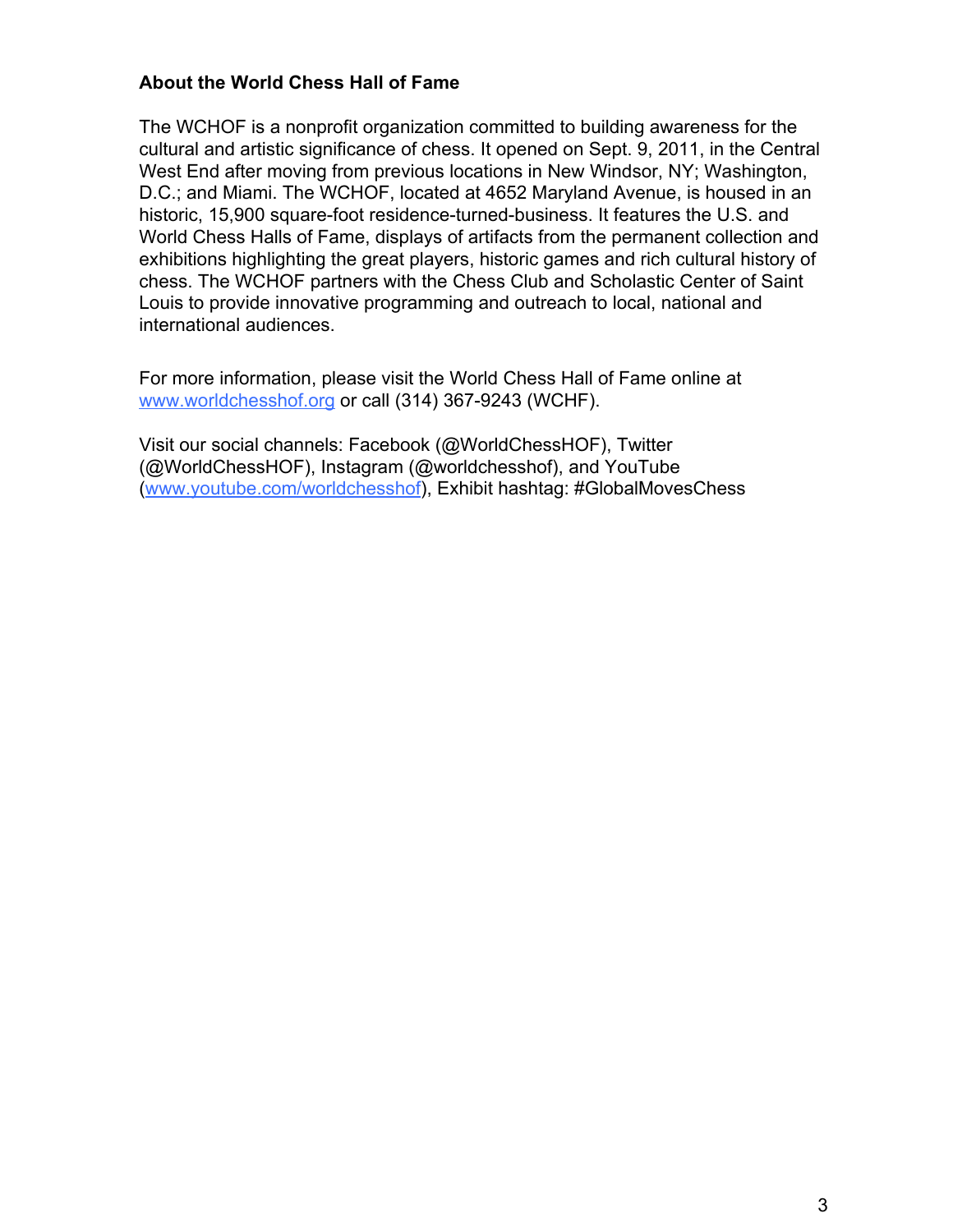**About the World Chess Hall of Fame**

The WCHOF is a nonprofit organization committed to building awareness for the cultural and artistic significance of chess. It opened on Sept. 9, 2011, in the Central West End after moving from previous locations in New Windsor, NY; Washington, D.C.; and Miami. The WCHOF, located at 4652 Maryland Avenue, is housed in an historic, 15,900 square-foot residence-turned-business. It features the U.S. and World Chess Halls of Fame, displays of artifacts from the permanent collection and exhibitions highlighting the great players, historic games and rich cultural history of chess. The WCHOF partners with the Chess Club and Scholastic Center of Saint Louis to provide innovative programming and outreach to local, national and international audiences.

For more information, please visit the World Chess Hall of Fame online at [www.worldchesshof.org](http://www.worldchesshof.org) or call (314) 367-9243 (WCHF).

Visit our social channels: Facebook (@WorldChessHOF), Twitter (@WorldChessHOF), Instagram (@worldchesshof), and YouTube ([www.youtube.com/worldchesshof](http://www.youtube.com/worldchesshof)), Exhibit hashtag: #GlobalMovesChess